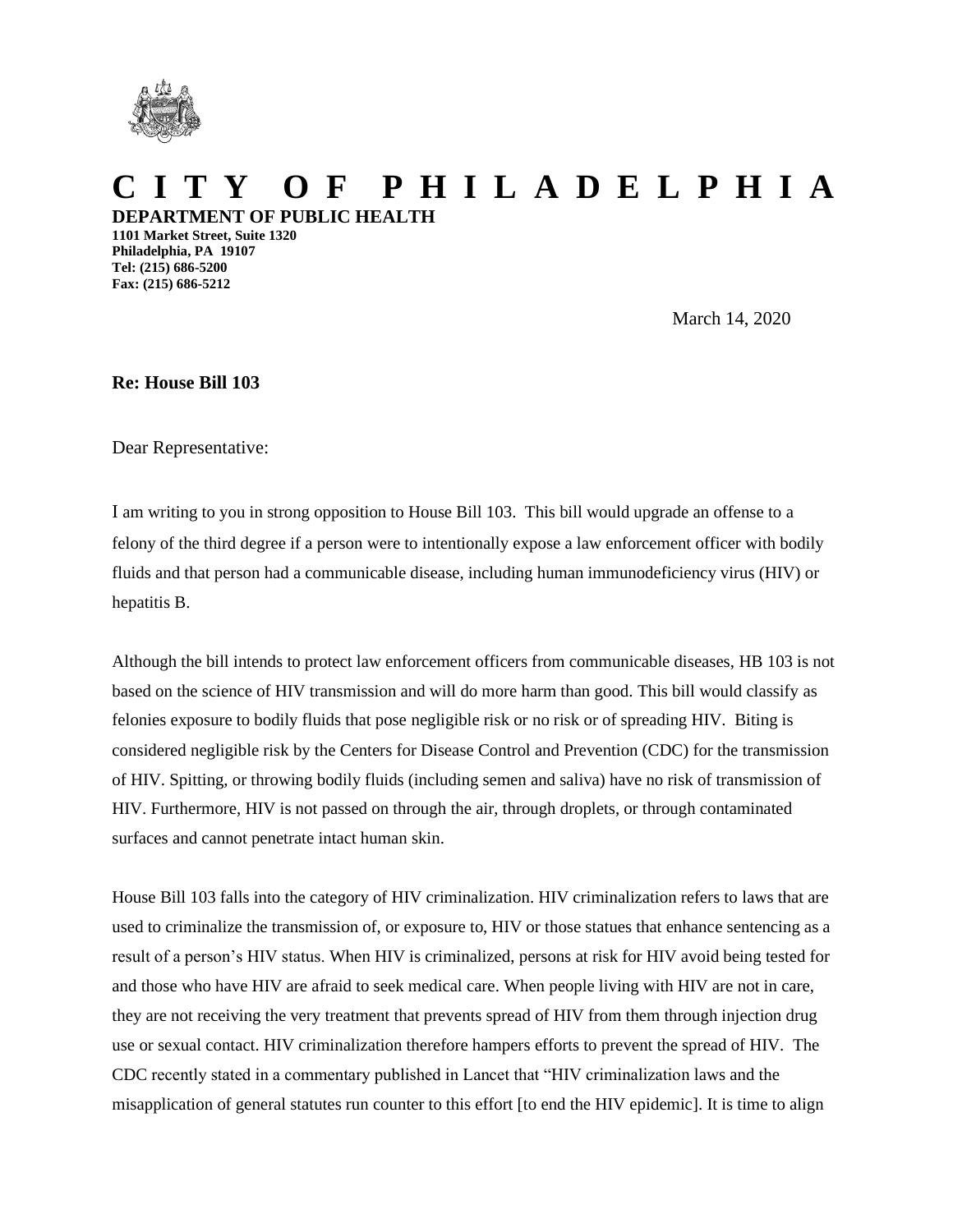# C I T Y O F P H I L A D E L P H I A

**DEPARTMENT OF PUBLIC HEALTH**
**1101 Market Street, Suite 1320**
**Philadelphia, PA 19107**
**Tel: (215) 686-5200**
**Fax: (215) 686-5212**

March 14, 2020

**Re: House Bill 103**

Dear Representative:

I am writing to you in strong opposition to House Bill 103. This bill would upgrade an offense to a felony of the third degree if a person were to intentionally expose a law enforcement officer with bodily fluids and that person had a communicable disease, including human immunodeficiency virus (HIV) or hepatitis B.

Although the bill intends to protect law enforcement officers from communicable diseases, HB 103 is not based on the science of HIV transmission and will do more harm than good. This bill would classify as felonies exposure to bodily fluids that pose negligible risk or no risk or of spreading HIV. Biting is considered negligible risk by the Centers for Disease Control and Prevention (CDC) for the transmission of HIV. Spitting, or throwing bodily fluids (including semen and saliva) have no risk of transmission of HIV. Furthermore, HIV is not passed on through the air, through droplets, or through contaminated surfaces and cannot penetrate intact human skin.

House Bill 103 falls into the category of HIV criminalization. HIV criminalization refers to laws that are used to criminalize the transmission of, or exposure to, HIV or those statues that enhance sentencing as a result of a person's HIV status. When HIV is criminalized, persons at risk for HIV avoid being tested for and those who have HIV are afraid to seek medical care. When people living with HIV are not in care, they are not receiving the very treatment that prevents spread of HIV from them through injection drug use or sexual contact. HIV criminalization therefore hampers efforts to prevent the spread of HIV. The CDC recently stated in a commentary published in Lancet that "HIV criminalization laws and the misapplication of general statutes run counter to this effort [to end the HIV epidemic]. It is time to align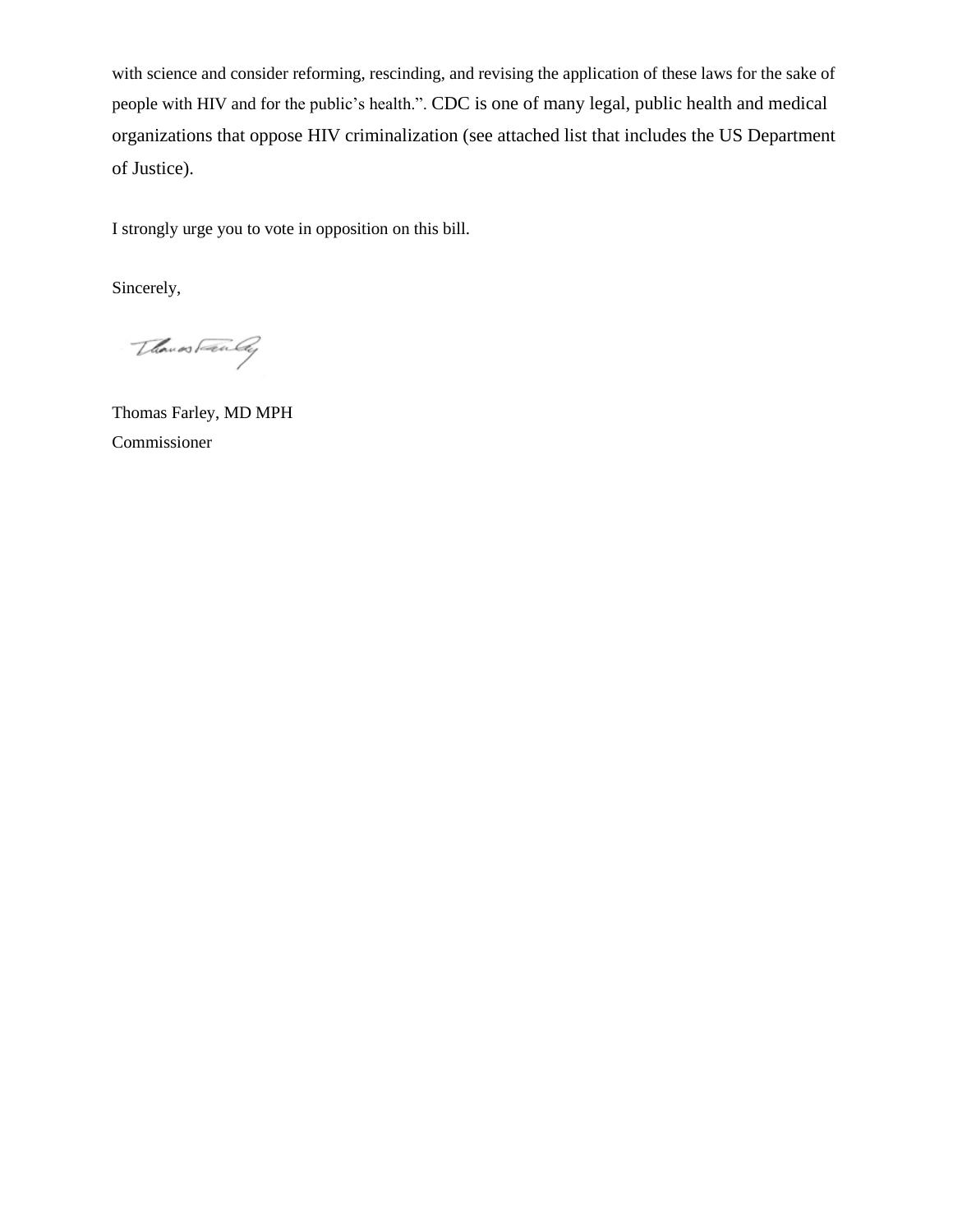with science and consider reforming, rescinding, and revising the application of these laws for the sake of people with HIV and for the public's health.". CDC is one of many legal, public health and medical organizations that oppose HIV criminalization (see attached list that includes the US Department of Justice).

I strongly urge you to vote in opposition on this bill.

Sincerely,

Thomas Farley, MD MPH
Commissioner